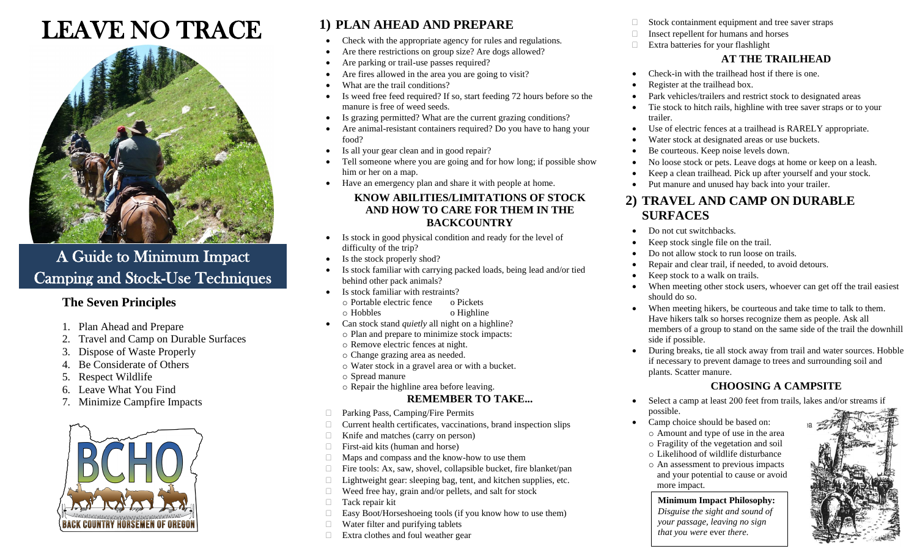# LEAVE NO TRACE

## A Guide to Minimum Impact Camping and Stock-Use Techniques

### The Seven Principles

1. Plan Ahead and Prepare
2. Travel and Camp on Durable Surfaces
3. Dispose of Waste Properly
4. Be Considerate of Others
5. Respect Wildlife
6. Leave What You Find
7. Minimize Campfire Impacts

BCHO
BACK COUNTRY HORSEMEN OF OREGON

## 1) PLAN AHEAD AND PREPARE

- Check with the appropriate agency for rules and regulations.
- Are there restrictions on group size? Are dogs allowed?
- Are parking or trail-use passes required?
- Are fires allowed in the area you are going to visit?
- What are the trail conditions?
- Is weed free feed required? If so, start feeding 72 hours before so the manure is free of weed seeds.
- Is grazing permitted? What are the current grazing conditions?
- Are animal-resistant containers required? Do you have to hang your food?
- Is all your gear clean and in good repair?
- Tell someone where you are going and for how long; if possible show him or her on a map.
- Have an emergency plan and share it with people at home.

### KNOW ABILITIES/LIMITATIONS OF STOCK AND HOW TO CARE FOR THEM IN THE BACKCOUNTRY

- Is stock in good physical condition and ready for the level of difficulty of the trip?
- Is stock properly shod?
- Is stock familiar with carrying packed loads, being lead and/or tied behind other pack animals?
- Is stock familiar with restraints?
  - o Portable electric fence
  - o Pickets
  - o Hobbles
  - o Highline
- Can stock stand *quietly* all night on a highline?
  - o Plan and prepare to minimize stock impacts:
  - o Remove electric fences at night.
  - o Change grazing area as needed.
  - o Water stock in a gravel area or with a bucket.
  - o Spread manure
  - o Repair the highline area before leaving.

### REMEMBER TO TAKE...

- Parking Pass, Camping/Fire Permits
- Current health certificates, vaccinations, brand inspection slips
- Knife and matches (carry on person)
- First-aid kits (human and horse)
- Maps and compass and the know-how to use them
- Fire tools: Ax, saw, shovel, collapsible bucket, fire blanket/pan
- Lightweight gear: sleeping bag, tent, and kitchen supplies, etc.
- Weed free hay, grain and/or pellets, and salt for stock
- Tack repair kit
- Easy Boot/Horseshoeing tools (if you know how to use them)
- Water filter and purifying tablets
- Extra clothes and foul weather gear
- Stock containment equipment and tree saver straps
- Insect repellent for humans and horses
- Extra batteries for your flashlight

### AT THE TRAILHEAD

- Check-in with the trailhead host if there is one.
- Register at the trailhead box.
- Park vehicles/trailers and restrict stock to designated areas
- Tie stock to hitch rails, highline with tree saver straps or to your trailer.
- Use of electric fences at a trailhead is RARELY appropriate.
- Water stock at designated areas or use buckets.
- Be courteous. Keep noise levels down.
- No loose stock or pets. Leave dogs at home or keep on a leash.
- Keep a clean trailhead. Pick up after yourself and your stock.
- Put manure and unused hay back into your trailer.

## 2) TRAVEL AND CAMP ON DURABLE SURFACES

- Do not cut switchbacks.
- Keep stock single file on the trail.
- Do not allow stock to run loose on trails.
- Repair and clear trail, if needed, to avoid detours.
- Keep stock to a walk on trails.
- When meeting other stock users, whoever can get off the trail easiest should do so.
- When meeting hikers, be courteous and take time to talk to them. Have hikers talk so horses recognize them as people. Ask all members of a group to stand on the same side of the trail the downhill side if possible.
- During breaks, tie all stock away from trail and water sources. Hobble if necessary to prevent damage to trees and surrounding soil and plants. Scatter manure.

### CHOOSING A CAMPSITE

- Select a camp at least 200 feet from trails, lakes and/or streams if possible.
- Camp choice should be based on:
  - o Amount and type of use in the area
  - o Fragility of the vegetation and soil
  - o Likelihood of wildlife disturbance
  - o An assessment to previous impacts and your potential to cause or avoid more impact.

**Minimum Impact Philosophy:**
*Disguise the sight and sound of your passage, leaving no sign that you were* ever *there.*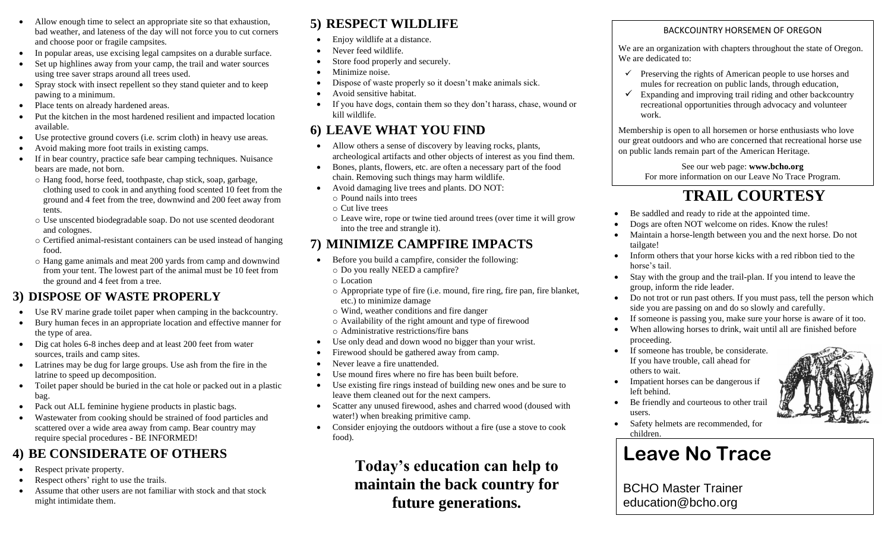- Allow enough time to select an appropriate site so that exhaustion, bad weather, and lateness of the day will not force you to cut corners and choose poor or fragile campsites.
- In popular areas, use excising legal campsites on a durable surface.
- Set up highlines away from your camp, the trail and water sources using tree saver straps around all trees used.
- Spray stock with insect repellent so they stand quieter and to keep pawing to a minimum.
- Place tents on already hardened areas.
- Put the kitchen in the most hardened resilient and impacted location available.
- Use protective ground covers (i.e. scrim cloth) in heavy use areas.
- Avoid making more foot trails in existing camps.
- If in bear country, practice safe bear camping techniques. Nuisance bears are made, not born.
  - Hang food, horse feed, toothpaste, chap stick, soap, garbage, clothing used to cook in and anything food scented 10 feet from the ground and 4 feet from the tree, downwind and 200 feet away from tents.
  - Use unscented biodegradable soap. Do not use scented deodorant and colognes.
  - Certified animal-resistant containers can be used instead of hanging food.
  - Hang game animals and meat 200 yards from camp and downwind from your tent. The lowest part of the animal must be 10 feet from the ground and 4 feet from a tree.

## 3) DISPOSE OF WASTE PROPERLY

- Use RV marine grade toilet paper when camping in the backcountry.
- Bury human feces in an appropriate location and effective manner for the type of area.
- Dig cat holes 6-8 inches deep and at least 200 feet from water sources, trails and camp sites.
- Latrines may be dug for large groups. Use ash from the fire in the latrine to speed up decomposition.
- Toilet paper should be buried in the cat hole or packed out in a plastic bag.
- Pack out ALL feminine hygiene products in plastic bags.
- Wastewater from cooking should be strained of food particles and scattered over a wide area away from camp. Bear country may require special procedures - BE INFORMED!

## 4) BE CONSIDERATE OF OTHERS

- Respect private property.
- Respect others' right to use the trails.
- Assume that other users are not familiar with stock and that stock might intimidate them.

## 5) RESPECT WILDLIFE

- Enjoy wildlife at a distance.
- Never feed wildlife.
- Store food properly and securely.
- Minimize noise.
- Dispose of waste properly so it doesn't make animals sick.
- Avoid sensitive habitat.
- If you have dogs, contain them so they don't harass, chase, wound or kill wildlife.

## 6) LEAVE WHAT YOU FIND

- Allow others a sense of discovery by leaving rocks, plants, archeological artifacts and other objects of interest as you find them.
- Bones, plants, flowers, etc. are often a necessary part of the food chain. Removing such things may harm wildlife.
- Avoid damaging live trees and plants. DO NOT:
  - Pound nails into trees
  - Cut live trees
  - Leave wire, rope or twine tied around trees (over time it will grow into the tree and strangle it).

## 7) MINIMIZE CAMPFIRE IMPACTS

- Before you build a campfire, consider the following:
  - Do you really NEED a campfire?
  - Location
  - Appropriate type of fire (i.e. mound, fire ring, fire pan, fire blanket, etc.) to minimize damage
  - Wind, weather conditions and fire danger
  - Availability of the right amount and type of firewood
  - Administrative restrictions/fire bans
- Use only dead and down wood no bigger than your wrist.
- Firewood should be gathered away from camp.
- Never leave a fire unattended.
- Use mound fires where no fire has been built before.
- Use existing fire rings instead of building new ones and be sure to leave them cleaned out for the next campers.
- Scatter any unused firewood, ashes and charred wood (doused with water!) when breaking primitive camp.
- Consider enjoying the outdoors without a fire (use a stove to cook food).

**Today's education can help to maintain the back country for future generations.**

BACKCOUJNTRY HORSEMEN OF OREGON

We are an organization with chapters throughout the state of Oregon. We are dedicated to:

- ✓ Preserving the rights of American people to use horses and mules for recreation on public lands, through education,
- ✓ Expanding and improving trail riding and other backcountry recreational opportunities through advocacy and volunteer work.

Membership is open to all horsemen or horse enthusiasts who love our great outdoors and who are concerned that recreational horse use on public lands remain part of the American Heritage.

See our web page: **www.bcho.org**
For more information on our Leave No Trace Program.

# TRAIL COURTESY

- Be saddled and ready to ride at the appointed time.
- Dogs are often NOT welcome on rides. Know the rules!
- Maintain a horse-length between you and the next horse. Do not tailgate!
- Inform others that your horse kicks with a red ribbon tied to the horse's tail.
- Stay with the group and the trail-plan. If you intend to leave the group, inform the ride leader.
- Do not trot or run past others. If you must pass, tell the person which side you are passing on and do so slowly and carefully.
- If someone is passing you, make sure your horse is aware of it too.
- When allowing horses to drink, wait until all are finished before proceeding.
- If someone has trouble, be considerate. If you have trouble, call ahead for others to wait.
- Impatient horses can be dangerous if left behind.
- Be friendly and courteous to other trail users.
- Safety helmets are recommended, for children.

# Leave No Trace

BCHO Master Trainer
education@bcho.org